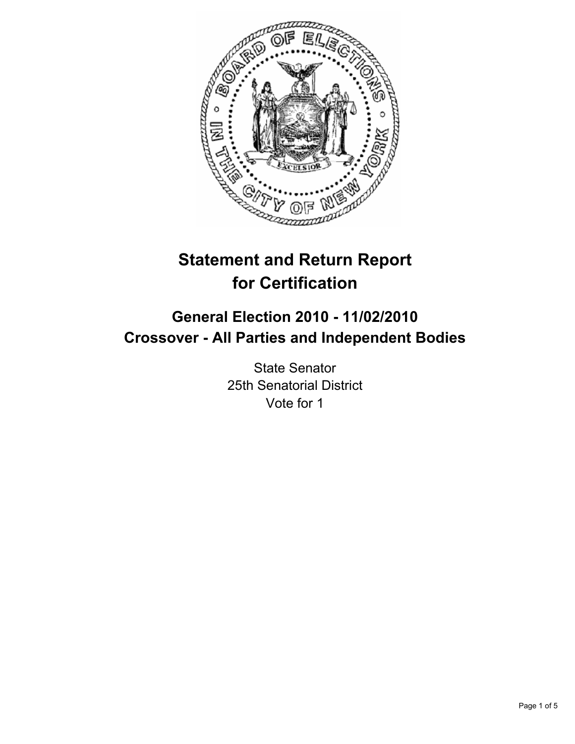# Statement and Return Report for Certification

## General Election 2010 - 11/02/2010
## Crossover - All Parties and Independent Bodies

State Senator
25th Senatorial District
Vote for 1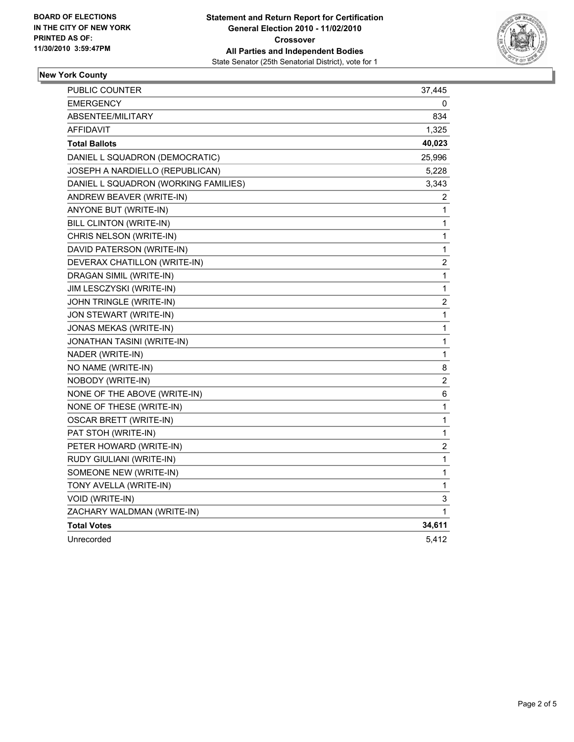**BOARD OF ELECTIONS**
**IN THE CITY OF NEW YORK**
**PRINTED AS OF:**
**11/30/2010 3:59:47PM**

**Statement and Return Report for Certification**
**General Election 2010 - 11/02/2010**
**Crossover**
**All Parties and Independent Bodies**
State Senator (25th Senatorial District), vote for 1

## New York County

| | |
|---|---|
| PUBLIC COUNTER | 37,445 |
| EMERGENCY | 0 |
| ABSENTEE/MILITARY | 834 |
| AFFIDAVIT | 1,325 |
| **Total Ballots** | **40,023** |
| DANIEL L SQUADRON (DEMOCRATIC) | 25,996 |
| JOSEPH A NARDIELLO (REPUBLICAN) | 5,228 |
| DANIEL L SQUADRON (WORKING FAMILIES) | 3,343 |
| ANDREW BEAVER (WRITE-IN) | 2 |
| ANYONE BUT (WRITE-IN) | 1 |
| BILL CLINTON (WRITE-IN) | 1 |
| CHRIS NELSON (WRITE-IN) | 1 |
| DAVID PATERSON (WRITE-IN) | 1 |
| DEVERAX CHATILLON (WRITE-IN) | 2 |
| DRAGAN SIMIL (WRITE-IN) | 1 |
| JIM LESCZYSKI (WRITE-IN) | 1 |
| JOHN TRINGLE (WRITE-IN) | 2 |
| JON STEWART (WRITE-IN) | 1 |
| JONAS MEKAS (WRITE-IN) | 1 |
| JONATHAN TASINI (WRITE-IN) | 1 |
| NADER (WRITE-IN) | 1 |
| NO NAME (WRITE-IN) | 8 |
| NOBODY (WRITE-IN) | 2 |
| NONE OF THE ABOVE (WRITE-IN) | 6 |
| NONE OF THESE (WRITE-IN) | 1 |
| OSCAR BRETT (WRITE-IN) | 1 |
| PAT STOH (WRITE-IN) | 1 |
| PETER HOWARD (WRITE-IN) | 2 |
| RUDY GIULIANI (WRITE-IN) | 1 |
| SOMEONE NEW (WRITE-IN) | 1 |
| TONY AVELLA (WRITE-IN) | 1 |
| VOID (WRITE-IN) | 3 |
| ZACHARY WALDMAN (WRITE-IN) | 1 |
| **Total Votes** | **34,611** |
| Unrecorded | 5,412 |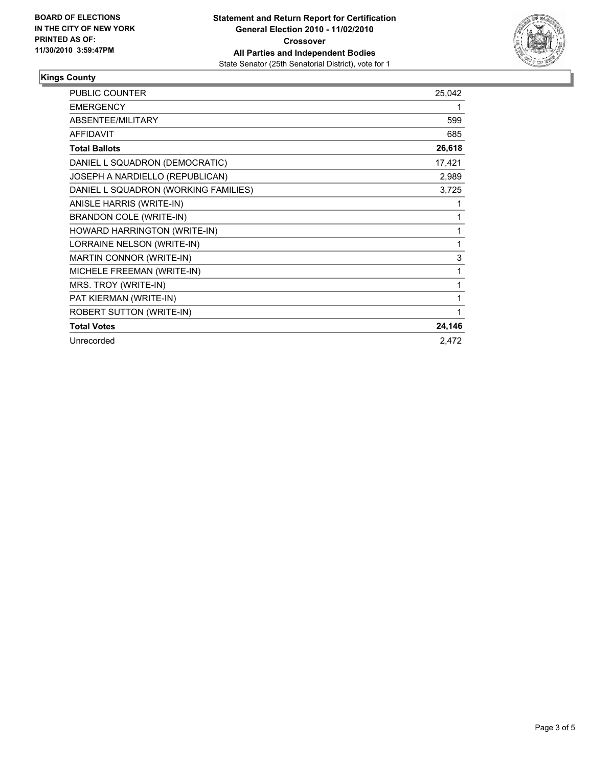**BOARD OF ELECTIONS IN THE CITY OF NEW YORK PRINTED AS OF: 11/30/2010 3:59:47PM**

# Statement and Return Report for Certification
## General Election 2010 - 11/02/2010
## Crossover
## All Parties and Independent Bodies
State Senator (25th Senatorial District), vote for 1

### Kings County

| | |
|---|---|
| PUBLIC COUNTER | 25,042 |
| EMERGENCY | 1 |
| ABSENTEE/MILITARY | 599 |
| AFFIDAVIT | 685 |
| **Total Ballots** | **26,618** |
| DANIEL L SQUADRON (DEMOCRATIC) | 17,421 |
| JOSEPH A NARDIELLO (REPUBLICAN) | 2,989 |
| DANIEL L SQUADRON (WORKING FAMILIES) | 3,725 |
| ANISLE HARRIS (WRITE-IN) | 1 |
| BRANDON COLE (WRITE-IN) | 1 |
| HOWARD HARRINGTON (WRITE-IN) | 1 |
| LORRAINE NELSON (WRITE-IN) | 1 |
| MARTIN CONNOR (WRITE-IN) | 3 |
| MICHELE FREEMAN (WRITE-IN) | 1 |
| MRS. TROY (WRITE-IN) | 1 |
| PAT KIERMAN (WRITE-IN) | 1 |
| ROBERT SUTTON (WRITE-IN) | 1 |
| **Total Votes** | **24,146** |
| Unrecorded | 2,472 |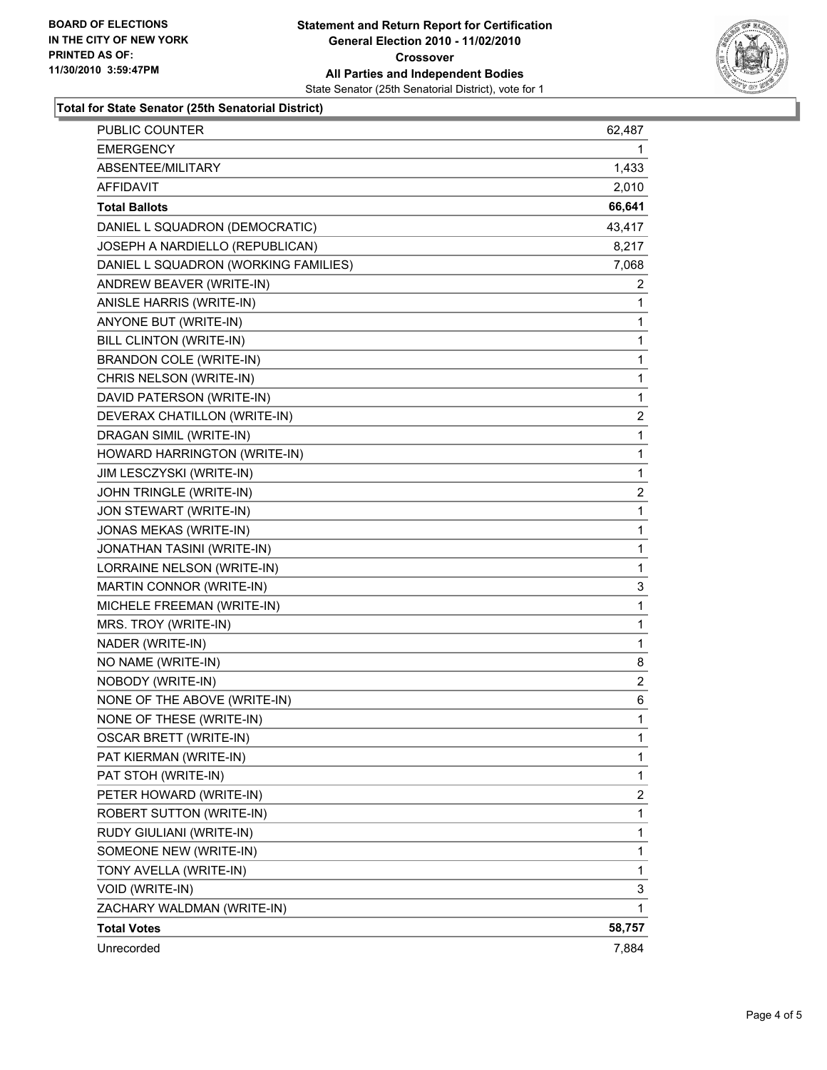**BOARD OF ELECTIONS IN THE CITY OF NEW YORK PRINTED AS OF: 11/30/2010 3:59:47PM**

# Statement and Return Report for Certification
## General Election 2010 - 11/02/2010
## Crossover
## All Parties and Independent Bodies
State Senator (25th Senatorial District), vote for 1

**Total for State Senator (25th Senatorial District)**

| | |
|---|---|
| PUBLIC COUNTER | 62,487 |
| EMERGENCY | 1 |
| ABSENTEE/MILITARY | 1,433 |
| AFFIDAVIT | 2,010 |
| **Total Ballots** | **66,641** |
| DANIEL L SQUADRON (DEMOCRATIC) | 43,417 |
| JOSEPH A NARDIELLO (REPUBLICAN) | 8,217 |
| DANIEL L SQUADRON (WORKING FAMILIES) | 7,068 |
| ANDREW BEAVER (WRITE-IN) | 2 |
| ANISLE HARRIS (WRITE-IN) | 1 |
| ANYONE BUT (WRITE-IN) | 1 |
| BILL CLINTON (WRITE-IN) | 1 |
| BRANDON COLE (WRITE-IN) | 1 |
| CHRIS NELSON (WRITE-IN) | 1 |
| DAVID PATERSON (WRITE-IN) | 1 |
| DEVERAX CHATILLON (WRITE-IN) | 2 |
| DRAGAN SIMIL (WRITE-IN) | 1 |
| HOWARD HARRINGTON (WRITE-IN) | 1 |
| JIM LESCZYSKI (WRITE-IN) | 1 |
| JOHN TRINGLE (WRITE-IN) | 2 |
| JON STEWART (WRITE-IN) | 1 |
| JONAS MEKAS (WRITE-IN) | 1 |
| JONATHAN TASINI (WRITE-IN) | 1 |
| LORRAINE NELSON (WRITE-IN) | 1 |
| MARTIN CONNOR (WRITE-IN) | 3 |
| MICHELE FREEMAN (WRITE-IN) | 1 |
| MRS. TROY (WRITE-IN) | 1 |
| NADER (WRITE-IN) | 1 |
| NO NAME (WRITE-IN) | 8 |
| NOBODY (WRITE-IN) | 2 |
| NONE OF THE ABOVE (WRITE-IN) | 6 |
| NONE OF THESE (WRITE-IN) | 1 |
| OSCAR BRETT (WRITE-IN) | 1 |
| PAT KIERMAN (WRITE-IN) | 1 |
| PAT STOH (WRITE-IN) | 1 |
| PETER HOWARD (WRITE-IN) | 2 |
| ROBERT SUTTON (WRITE-IN) | 1 |
| RUDY GIULIANI (WRITE-IN) | 1 |
| SOMEONE NEW (WRITE-IN) | 1 |
| TONY AVELLA (WRITE-IN) | 1 |
| VOID (WRITE-IN) | 3 |
| ZACHARY WALDMAN (WRITE-IN) | 1 |
| **Total Votes** | **58,757** |
| Unrecorded | 7,884 |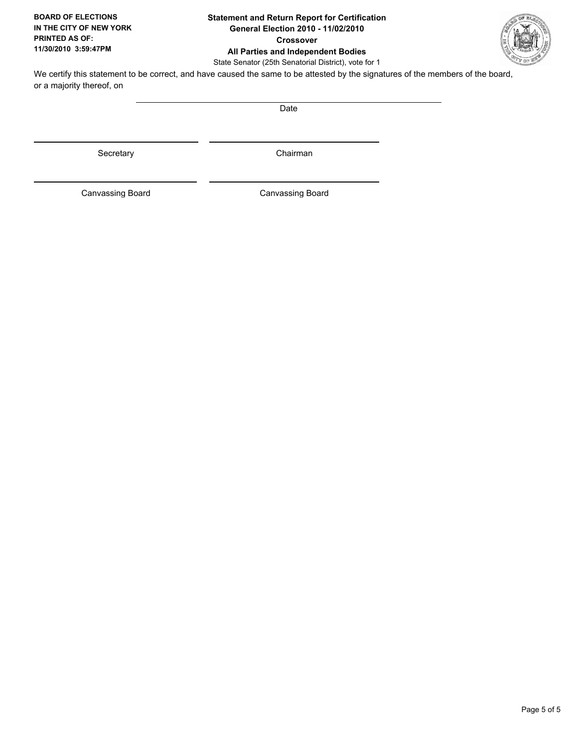**BOARD OF ELECTIONS**
**IN THE CITY OF NEW YORK**
**PRINTED AS OF:**
**11/30/2010 3:59:47PM**

**Statement and Return Report for Certification**
**General Election 2010 - 11/02/2010**
**Crossover**
**All Parties and Independent Bodies**
State Senator (25th Senatorial District), vote for 1

We certify this statement to be correct, and have caused the same to be attested by the signatures of the members of the board, or a majority thereof, on

Date

Secretary

Chairman

Canvassing Board

Canvassing Board